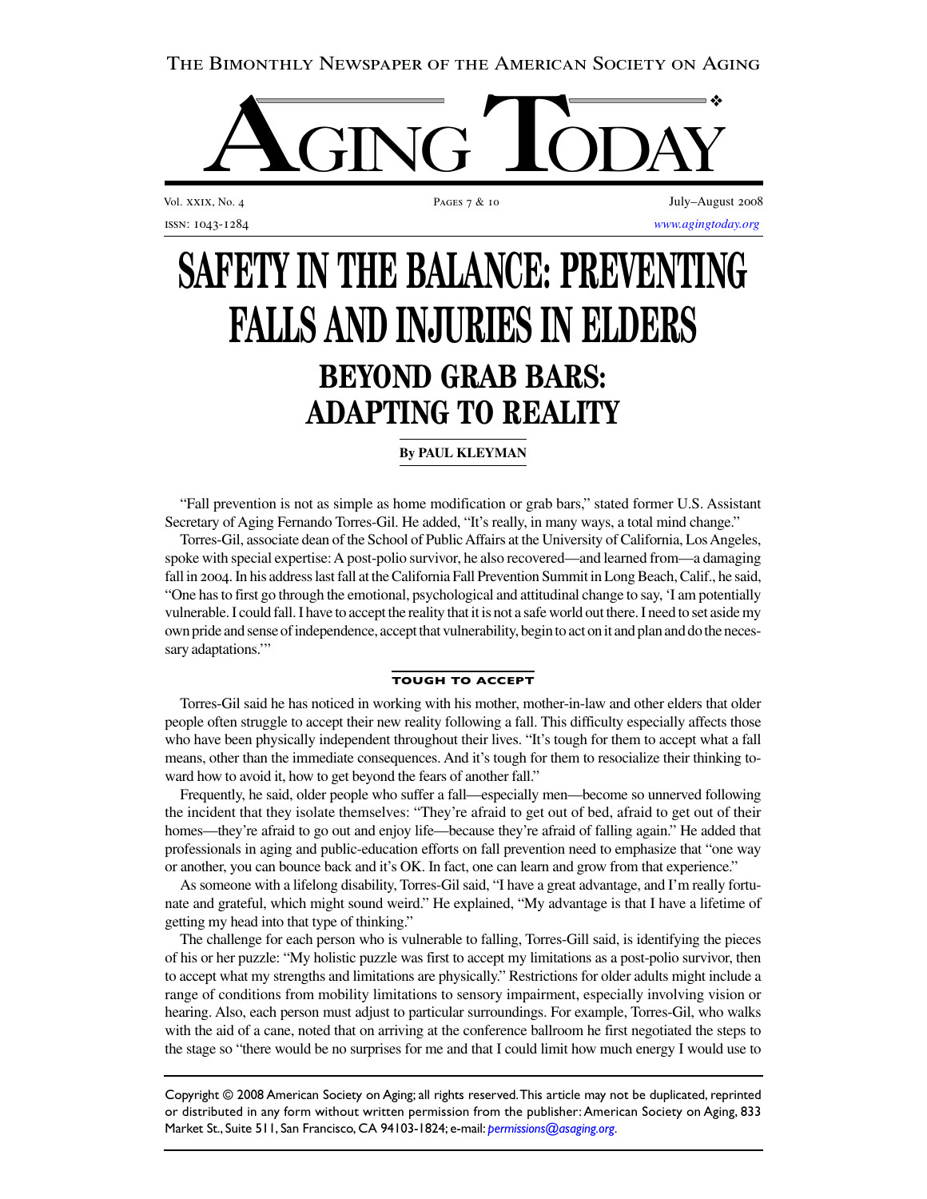# SAFETY IN THE BALANCE: PREVENTING FALLS AND INJURIES IN ELDERS

## BEYOND GRAB BARS: ADAPTING TO REALITY

**By PAUL KLEYMAN**

"Fall prevention is not as simple as home modification or grab bars," stated former U.S. Assistant Secretary of Aging Fernando Torres-Gil. He added, "It's really, in many ways, a total mind change."

Torres-Gil, associate dean of the School of Public Affairs at the University of California, Los Angeles, spoke with special expertise: A post-polio survivor, he also recovered—and learned from—a damaging fall in 2004. In his address last fall at the California Fall Prevention Summit in Long Beach, Calif., he said, "One has to first go through the emotional, psychological and attitudinal change to say, 'I am potentially vulnerable. I could fall. I have to accept the reality that it is not a safe world out there. I need to set aside my own pride and sense of independence, accept that vulnerability, begin to act on it and plan and do the necessary adaptations.'"

### TOUGH TO ACCEPT

Torres-Gil said he has noticed in working with his mother, mother-in-law and other elders that older people often struggle to accept their new reality following a fall. This difficulty especially affects those who have been physically independent throughout their lives. "It's tough for them to accept what a fall means, other than the immediate consequences. And it's tough for them to resocialize their thinking toward how to avoid it, how to get beyond the fears of another fall."

Frequently, he said, older people who suffer a fall—especially men—become so unnerved following the incident that they isolate themselves: "They're afraid to get out of bed, afraid to get out of their homes—they're afraid to go out and enjoy life—because they're afraid of falling again." He added that professionals in aging and public-education efforts on fall prevention need to emphasize that "one way or another, you can bounce back and it's OK. In fact, one can learn and grow from that experience."

As someone with a lifelong disability, Torres-Gil said, "I have a great advantage, and I'm really fortunate and grateful, which might sound weird." He explained, "My advantage is that I have a lifetime of getting my head into that type of thinking."

The challenge for each person who is vulnerable to falling, Torres-Gill said, is identifying the pieces of his or her puzzle: "My holistic puzzle was first to accept my limitations as a post-polio survivor, then to accept what my strengths and limitations are physically." Restrictions for older adults might include a range of conditions from mobility limitations to sensory impairment, especially involving vision or hearing. Also, each person must adjust to particular surroundings. For example, Torres-Gil, who walks with the aid of a cane, noted that on arriving at the conference ballroom he first negotiated the steps to the stage so "there would be no surprises for me and that I could limit how much energy I would use to

Copyright © 2008 American Society on Aging; all rights reserved. This article may not be duplicated, reprinted or distributed in any form without written permission from the publisher: American Society on Aging, 833 Market St., Suite 511, San Francisco, CA 94103-1824; e-mail: *permissions@asaging.org*.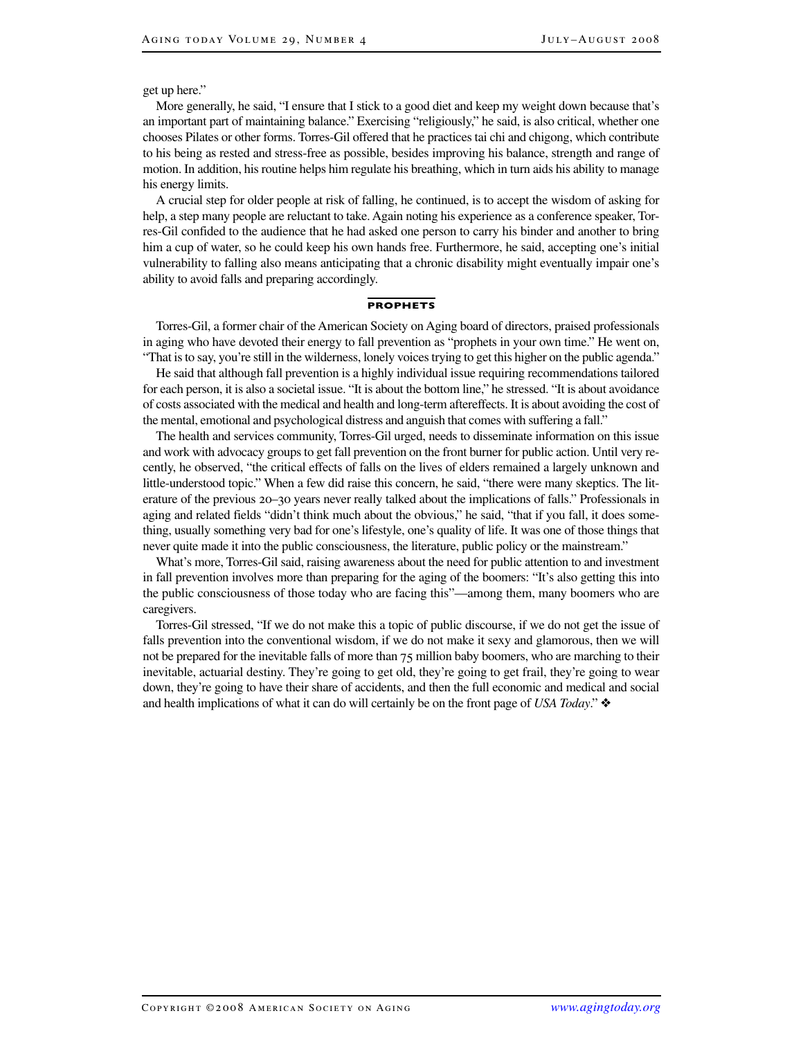get up here."

More generally, he said, "I ensure that I stick to a good diet and keep my weight down because that's an important part of maintaining balance." Exercising "religiously," he said, is also critical, whether one chooses Pilates or other forms. Torres-Gil offered that he practices tai chi and chigong, which contribute to his being as rested and stress-free as possible, besides improving his balance, strength and range of motion. In addition, his routine helps him regulate his breathing, which in turn aids his ability to manage his energy limits.

A crucial step for older people at risk of falling, he continued, is to accept the wisdom of asking for help, a step many people are reluctant to take. Again noting his experience as a conference speaker, Torres-Gil confided to the audience that he had asked one person to carry his binder and another to bring him a cup of water, so he could keep his own hands free. Furthermore, he said, accepting one's initial vulnerability to falling also means anticipating that a chronic disability might eventually impair one's ability to avoid falls and preparing accordingly.

## PROPHETS

Torres-Gil, a former chair of the American Society on Aging board of directors, praised professionals in aging who have devoted their energy to fall prevention as "prophets in your own time." He went on, "That is to say, you're still in the wilderness, lonely voices trying to get this higher on the public agenda."

He said that although fall prevention is a highly individual issue requiring recommendations tailored for each person, it is also a societal issue. "It is about the bottom line," he stressed. "It is about avoidance of costs associated with the medical and health and long-term aftereffects. It is about avoiding the cost of the mental, emotional and psychological distress and anguish that comes with suffering a fall."

The health and services community, Torres-Gil urged, needs to disseminate information on this issue and work with advocacy groups to get fall prevention on the front burner for public action. Until very recently, he observed, "the critical effects of falls on the lives of elders remained a largely unknown and little-understood topic." When a few did raise this concern, he said, "there were many skeptics. The literature of the previous 20–30 years never really talked about the implications of falls." Professionals in aging and related fields "didn't think much about the obvious," he said, "that if you fall, it does something, usually something very bad for one's lifestyle, one's quality of life. It was one of those things that never quite made it into the public consciousness, the literature, public policy or the mainstream."

What's more, Torres-Gil said, raising awareness about the need for public attention to and investment in fall prevention involves more than preparing for the aging of the boomers: "It's also getting this into the public consciousness of those today who are facing this"—among them, many boomers who are caregivers.

Torres-Gil stressed, "If we do not make this a topic of public discourse, if we do not get the issue of falls prevention into the conventional wisdom, if we do not make it sexy and glamorous, then we will not be prepared for the inevitable falls of more than 75 million baby boomers, who are marching to their inevitable, actuarial destiny. They're going to get old, they're going to get frail, they're going to wear down, they're going to have their share of accidents, and then the full economic and medical and social and health implications of what it can do will certainly be on the front page of *USA Today*." ❖